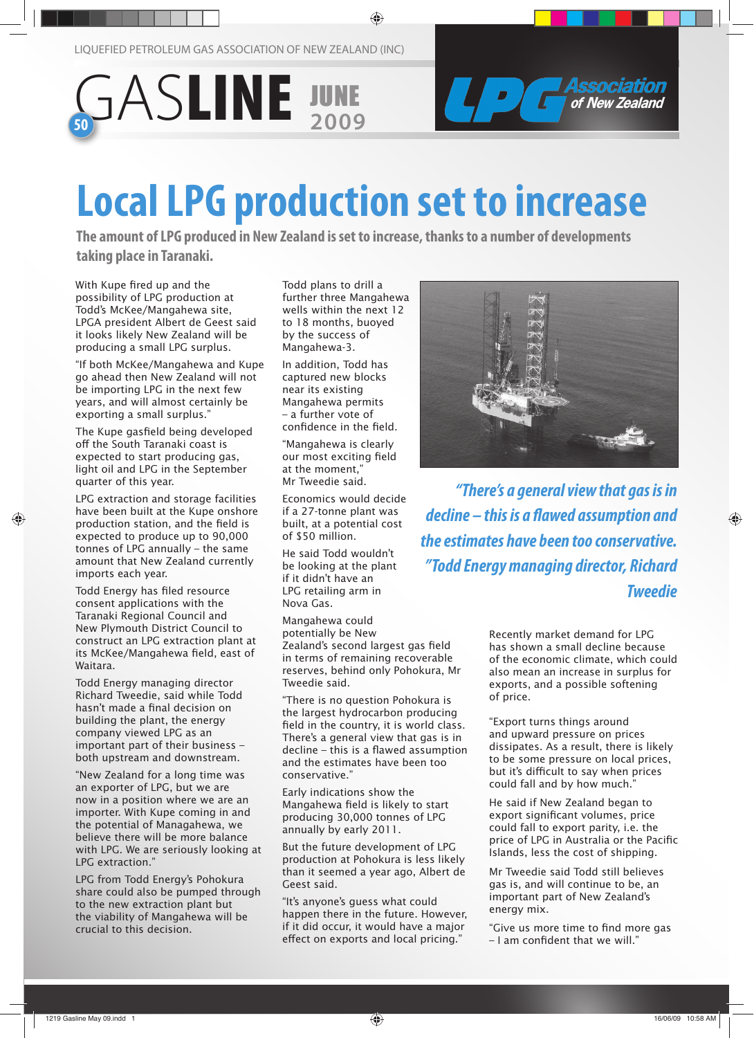LIQUEFIED PETROLEUM GAS ASSOCIATION OF NEW ZEALAND (INC)

# GASLINE JUNE 2009

50

LPG Association of New Zealand

# Local LPG production set to increase

**The amount of LPG produced in New Zealand is set to increase, thanks to a number of developments taking place in Taranaki.**

With Kupe fired up and the possibility of LPG production at Todd's McKee/Mangahewa site, LPGA president Albert de Geest said it looks likely New Zealand will be producing a small LPG surplus.

"If both McKee/Mangahewa and Kupe go ahead then New Zealand will not be importing LPG in the next few years, and will almost certainly be exporting a small surplus."

The Kupe gasfield being developed off the South Taranaki coast is expected to start producing gas, light oil and LPG in the September quarter of this year.

LPG extraction and storage facilities have been built at the Kupe onshore production station, and the field is expected to produce up to 90,000 tonnes of LPG annually – the same amount that New Zealand currently imports each year.

Todd Energy has filed resource consent applications with the Taranaki Regional Council and New Plymouth District Council to construct an LPG extraction plant at its McKee/Mangahewa field, east of Waitara.

Todd Energy managing director Richard Tweedie, said while Todd hasn't made a final decision on building the plant, the energy company viewed LPG as an important part of their business – both upstream and downstream.

"New Zealand for a long time was an exporter of LPG, but we are now in a position where we are an importer. With Kupe coming in and the potential of Managahewa, we believe there will be more balance with LPG. We are seriously looking at LPG extraction."

LPG from Todd Energy's Pohokura share could also be pumped through to the new extraction plant but the viability of Mangahewa will be crucial to this decision.

Todd plans to drill a further three Mangahewa wells within the next 12 to 18 months, buoyed by the success of Mangahewa-3.

In addition, Todd has captured new blocks near its existing Mangahewa permits – a further vote of confidence in the field.

"Mangahewa is clearly our most exciting field at the moment," Mr Tweedie said.

Economics would decide if a 27-tonne plant was built, at a potential cost of $50 million.

He said Todd wouldn't be looking at the plant if it didn't have an LPG retailing arm in Nova Gas.

Mangahewa could potentially be New Zealand's second largest gas field in terms of remaining recoverable reserves, behind only Pohokura, Mr Tweedie said.

"There is no question Pohokura is the largest hydrocarbon producing field in the country, it is world class. There's a general view that gas is in decline – this is a flawed assumption and the estimates have been too conservative."

Early indications show the Mangahewa field is likely to start producing 30,000 tonnes of LPG annually by early 2011.

But the future development of LPG production at Pohokura is less likely than it seemed a year ago, Albert de Geest said.

"It's anyone's guess what could happen there in the future. However, if it did occur, it would have a major effect on exports and local pricing."

> *"There's a general view that gas is in decline – this is a flawed assumption and the estimates have been too conservative." Todd Energy managing director, Richard Tweedie*

Recently market demand for LPG has shown a small decline because of the economic climate, which could also mean an increase in surplus for exports, and a possible softening of price.

"Export turns things around and upward pressure on prices dissipates. As a result, there is likely to be some pressure on local prices, but it's difficult to say when prices could fall and by how much."

He said if New Zealand began to export significant volumes, price could fall to export parity, i.e. the price of LPG in Australia or the Pacific Islands, less the cost of shipping.

Mr Tweedie said Todd still believes gas is, and will continue to be, an important part of New Zealand's energy mix.

"Give us more time to find more gas – I am confident that we will."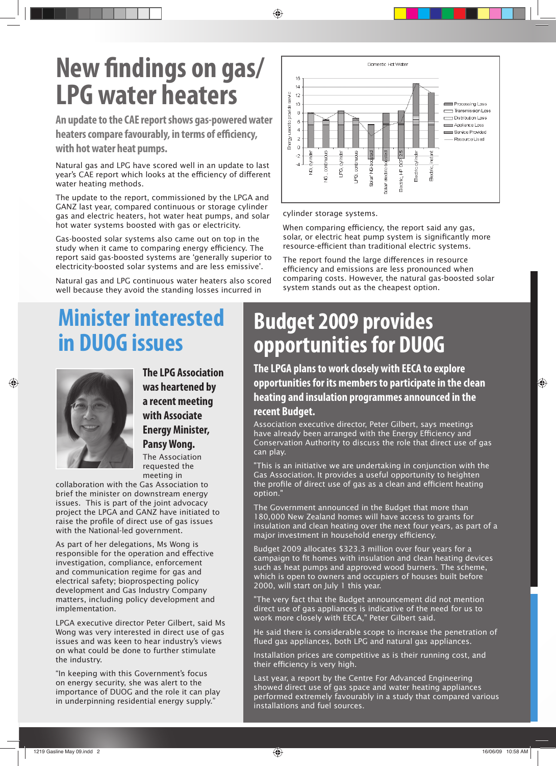# New findings on gas/ LPG water heaters

**An update to the CAE report shows gas-powered water heaters compare favourably, in terms of efficiency, with hot water heat pumps.**

Natural gas and LPG have scored well in an update to last year's CAE report which looks at the efficiency of different water heating methods.

The update to the report, commissioned by the LPGA and GANZ last year, compared continuous or storage cylinder gas and electric heaters, hot water heat pumps, and solar hot water systems boosted with gas or electricity.

Gas-boosted solar systems also came out on top in the study when it came to comparing energy efficiency. The report said gas-boosted systems are 'generally superior to electricity-boosted solar systems and are less emissive'.

Natural gas and LPG continuous water heaters also scored well because they avoid the standing losses incurred in cylinder storage systems.

When comparing efficiency, the report said any gas, solar, or electric heat pump system is significantly more resource-efficient than traditional electric systems.

The report found the large differences in resource efficiency and emissions are less pronounced when comparing costs. However, the natural gas-boosted solar system stands out as the cheapest option.

# Minister interested in DUOG issues

**The LPG Association was heartened by a recent meeting with Associate Energy Minister, Pansy Wong.**

The Association requested the meeting in collaboration with the Gas Association to brief the minister on downstream energy issues. This is part of the joint advocacy project the LPGA and GANZ have initiated to raise the profile of direct use of gas issues with the National-led government.

As part of her delegations, Ms Wong is responsible for the operation and effective investigation, compliance, enforcement and communication regime for gas and electrical safety; bioprospecting policy development and Gas Industry Company matters, including policy development and implementation.

LPGA executive director Peter Gilbert, said Ms Wong was very interested in direct use of gas issues and was keen to hear industry's views on what could be done to further stimulate the industry.

"In keeping with this Government's focus on energy security, she was alert to the importance of DUOG and the role it can play in underpinning residential energy supply."

# Budget 2009 provides opportunities for DUOG

**The LPGA plans to work closely with EECA to explore opportunities for its members to participate in the clean heating and insulation programmes announced in the recent Budget.**

Association executive director, Peter Gilbert, says meetings have already been arranged with the Energy Efficiency and Conservation Authority to discuss the role that direct use of gas can play.

"This is an initiative we are undertaking in conjunction with the Gas Association. It provides a useful opportunity to heighten the profile of direct use of gas as a clean and efficient heating option."

The Government announced in the Budget that more than 180,000 New Zealand homes will have access to grants for insulation and clean heating over the next four years, as part of a major investment in household energy efficiency.

Budget 2009 allocates $323.3 million over four years for a campaign to fit homes with insulation and clean heating devices such as heat pumps and approved wood burners. The scheme, which is open to owners and occupiers of houses built before 2000, will start on July 1 this year.

"The very fact that the Budget announcement did not mention direct use of gas appliances is indicative of the need for us to work more closely with EECA," Peter Gilbert said.

He said there is considerable scope to increase the penetration of flued gas appliances, both LPG and natural gas appliances.

Installation prices are competitive as is their running cost, and their efficiency is very high.

Last year, a report by the Centre For Advanced Engineering showed direct use of gas space and water heating appliances performed extremely favourably in a study that compared various installations and fuel sources.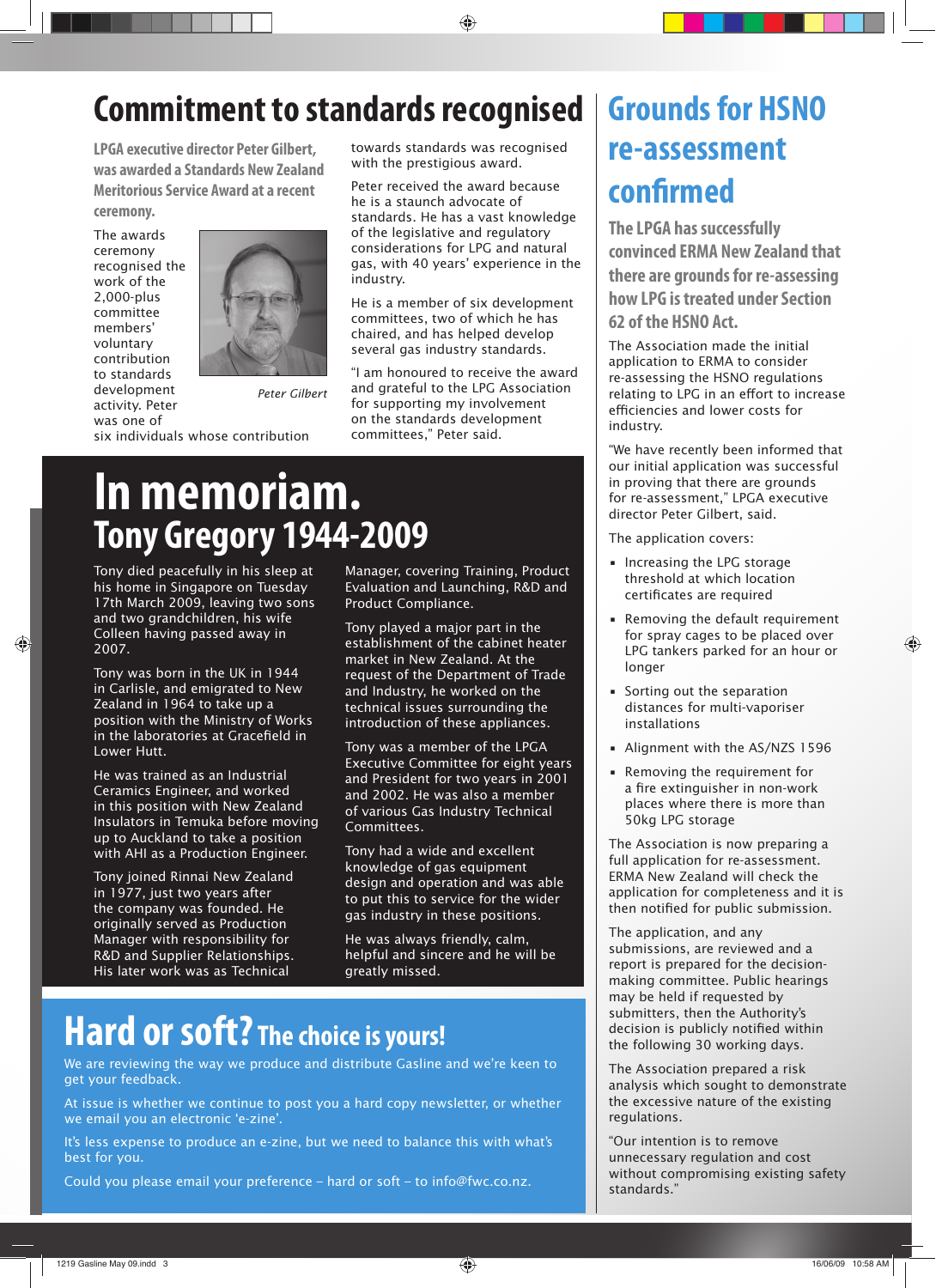# Commitment to standards recognised

**LPGA executive director Peter Gilbert, was awarded a Standards New Zealand Meritorious Service Award at a recent ceremony.**

The awards ceremony recognised the work of the 2,000-plus committee members' voluntary contribution to standards development activity. Peter was one of six individuals whose contribution towards standards was recognised with the prestigious award.

*Peter Gilbert*

Peter received the award because he is a staunch advocate of standards. He has a vast knowledge of the legislative and regulatory considerations for LPG and natural gas, with 40 years' experience in the industry.

He is a member of six development committees, two of which he has chaired, and has helped develop several gas industry standards.

"I am honoured to receive the award and grateful to the LPG Association for supporting my involvement on the standards development committees," Peter said.

# In memoriam.

## Tony Gregory 1944-2009

Tony died peacefully in his sleep at his home in Singapore on Tuesday 17th March 2009, leaving two sons and two grandchildren, his wife Colleen having passed away in 2007.

Tony was born in the UK in 1944 in Carlisle, and emigrated to New Zealand in 1964 to take up a position with the Ministry of Works in the laboratories at Gracefield in Lower Hutt.

He was trained as an Industrial Ceramics Engineer, and worked in this position with New Zealand Insulators in Temuka before moving up to Auckland to take a position with AHI as a Production Engineer.

Tony joined Rinnai New Zealand in 1977, just two years after the company was founded. He originally served as Production Manager with responsibility for R&D and Supplier Relationships. His later work was as Technical Manager, covering Training, Product Evaluation and Launching, R&D and Product Compliance.

Tony played a major part in the establishment of the cabinet heater market in New Zealand. At the request of the Department of Trade and Industry, he worked on the technical issues surrounding the introduction of these appliances.

Tony was a member of the LPGA Executive Committee for eight years and President for two years in 2001 and 2002. He was also a member of various Gas Industry Technical Committees.

Tony had a wide and excellent knowledge of gas equipment design and operation and was able to put this to service for the wider gas industry in these positions.

He was always friendly, calm, helpful and sincere and he will be greatly missed.

# Hard or soft? The choice is yours!

We are reviewing the way we produce and distribute Gasline and we're keen to get your feedback.

At issue is whether we continue to post you a hard copy newsletter, or whether we email you an electronic 'e-zine'.

It's less expense to produce an e-zine, but we need to balance this with what's best for you.

Could you please email your preference – hard or soft – to info@fwc.co.nz.

# Grounds for HSNO re-assessment confirmed

**The LPGA has successfully convinced ERMA New Zealand that there are grounds for re-assessing how LPG is treated under Section 62 of the HSNO Act.**

The Association made the initial application to ERMA to consider re-assessing the HSNO regulations relating to LPG in an effort to increase efficiencies and lower costs for industry.

"We have recently been informed that our initial application was successful in proving that there are grounds for re-assessment," LPGA executive director Peter Gilbert, said.

The application covers:

- Increasing the LPG storage threshold at which location certificates are required
- Removing the default requirement for spray cages to be placed over LPG tankers parked for an hour or longer
- Sorting out the separation distances for multi-vaporiser installations
- Alignment with the AS/NZS 1596
- Removing the requirement for a fire extinguisher in non-work places where there is more than 50kg LPG storage

The Association is now preparing a full application for re-assessment. ERMA New Zealand will check the application for completeness and it is then notified for public submission.

The application, and any submissions, are reviewed and a report is prepared for the decision-making committee. Public hearings may be held if requested by submitters, then the Authority's decision is publicly notified within the following 30 working days.

The Association prepared a risk analysis which sought to demonstrate the excessive nature of the existing regulations.

"Our intention is to remove unnecessary regulation and cost without compromising existing safety standards."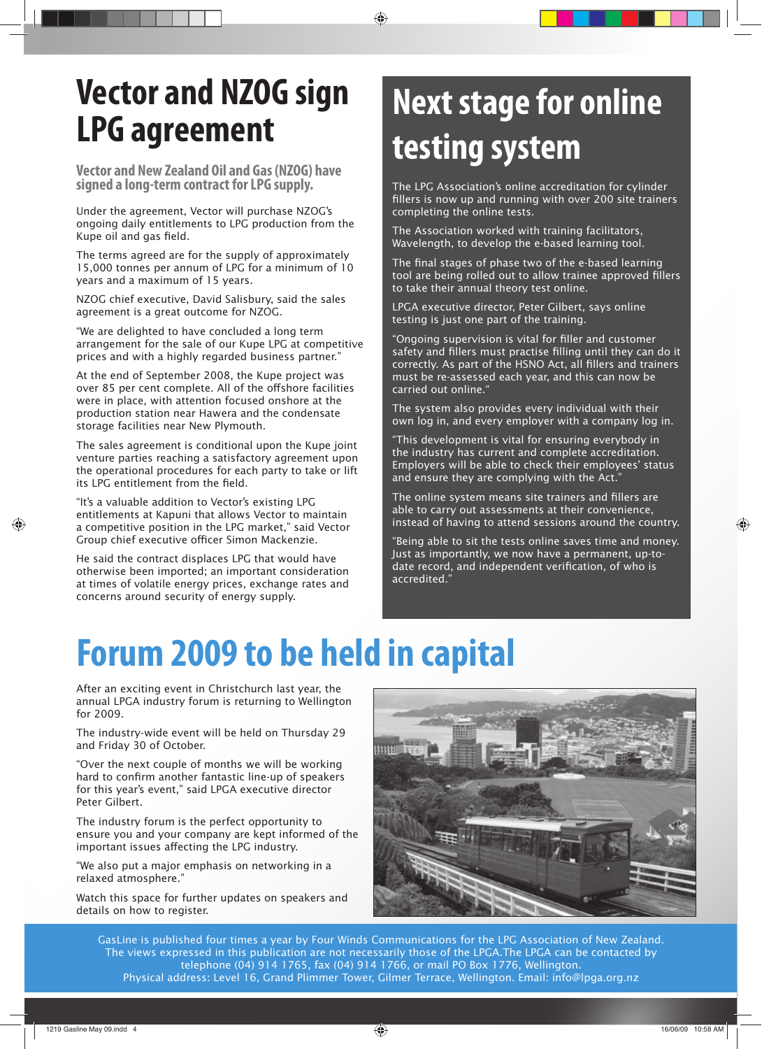# Vector and NZOG sign LPG agreement

## Vector and New Zealand Oil and Gas (NZOG) have signed a long-term contract for LPG supply.

Under the agreement, Vector will purchase NZOG's ongoing daily entitlements to LPG production from the Kupe oil and gas field.

The terms agreed are for the supply of approximately 15,000 tonnes per annum of LPG for a minimum of 10 years and a maximum of 15 years.

NZOG chief executive, David Salisbury, said the sales agreement is a great outcome for NZOG.

"We are delighted to have concluded a long term arrangement for the sale of our Kupe LPG at competitive prices and with a highly regarded business partner."

At the end of September 2008, the Kupe project was over 85 per cent complete. All of the offshore facilities were in place, with attention focused onshore at the production station near Hawera and the condensate storage facilities near New Plymouth.

The sales agreement is conditional upon the Kupe joint venture parties reaching a satisfactory agreement upon the operational procedures for each party to take or lift its LPG entitlement from the field.

"It's a valuable addition to Vector's existing LPG entitlements at Kapuni that allows Vector to maintain a competitive position in the LPG market," said Vector Group chief executive officer Simon Mackenzie.

He said the contract displaces LPG that would have otherwise been imported; an important consideration at times of volatile energy prices, exchange rates and concerns around security of energy supply.

# Next stage for online testing system

The LPG Association's online accreditation for cylinder fillers is now up and running with over 200 site trainers completing the online tests.

The Association worked with training facilitators, Wavelength, to develop the e-based learning tool.

The final stages of phase two of the e-based learning tool are being rolled out to allow trainee approved fillers to take their annual theory test online.

LPGA executive director, Peter Gilbert, says online testing is just one part of the training.

"Ongoing supervision is vital for filler and customer safety and fillers must practise filling until they can do it correctly. As part of the HSNO Act, all fillers and trainers must be re-assessed each year, and this can now be carried out online."

The system also provides every individual with their own log in, and every employer with a company log in.

"This development is vital for ensuring everybody in the industry has current and complete accreditation. Employers will be able to check their employees' status and ensure they are complying with the Act."

The online system means site trainers and fillers are able to carry out assessments at their convenience, instead of having to attend sessions around the country.

"Being able to sit the tests online saves time and money. Just as importantly, we now have a permanent, up-to-date record, and independent verification, of who is accredited."

# Forum 2009 to be held in capital

After an exciting event in Christchurch last year, the annual LPGA industry forum is returning to Wellington for 2009.

The industry-wide event will be held on Thursday 29 and Friday 30 of October.

"Over the next couple of months we will be working hard to confirm another fantastic line-up of speakers for this year's event," said LPGA executive director Peter Gilbert.

The industry forum is the perfect opportunity to ensure you and your company are kept informed of the important issues affecting the LPG industry.

"We also put a major emphasis on networking in a relaxed atmosphere."

Watch this space for further updates on speakers and details on how to register.

GasLine is published four times a year by Four Winds Communications for the LPG Association of New Zealand. The views expressed in this publication are not necessarily those of the LPGA.The LPGA can be contacted by telephone (04) 914 1765, fax (04) 914 1766, or mail PO Box 1776, Wellington. Physical address: Level 16, Grand Plimmer Tower, Gilmer Terrace, Wellington. Email: info@lpga.org.nz